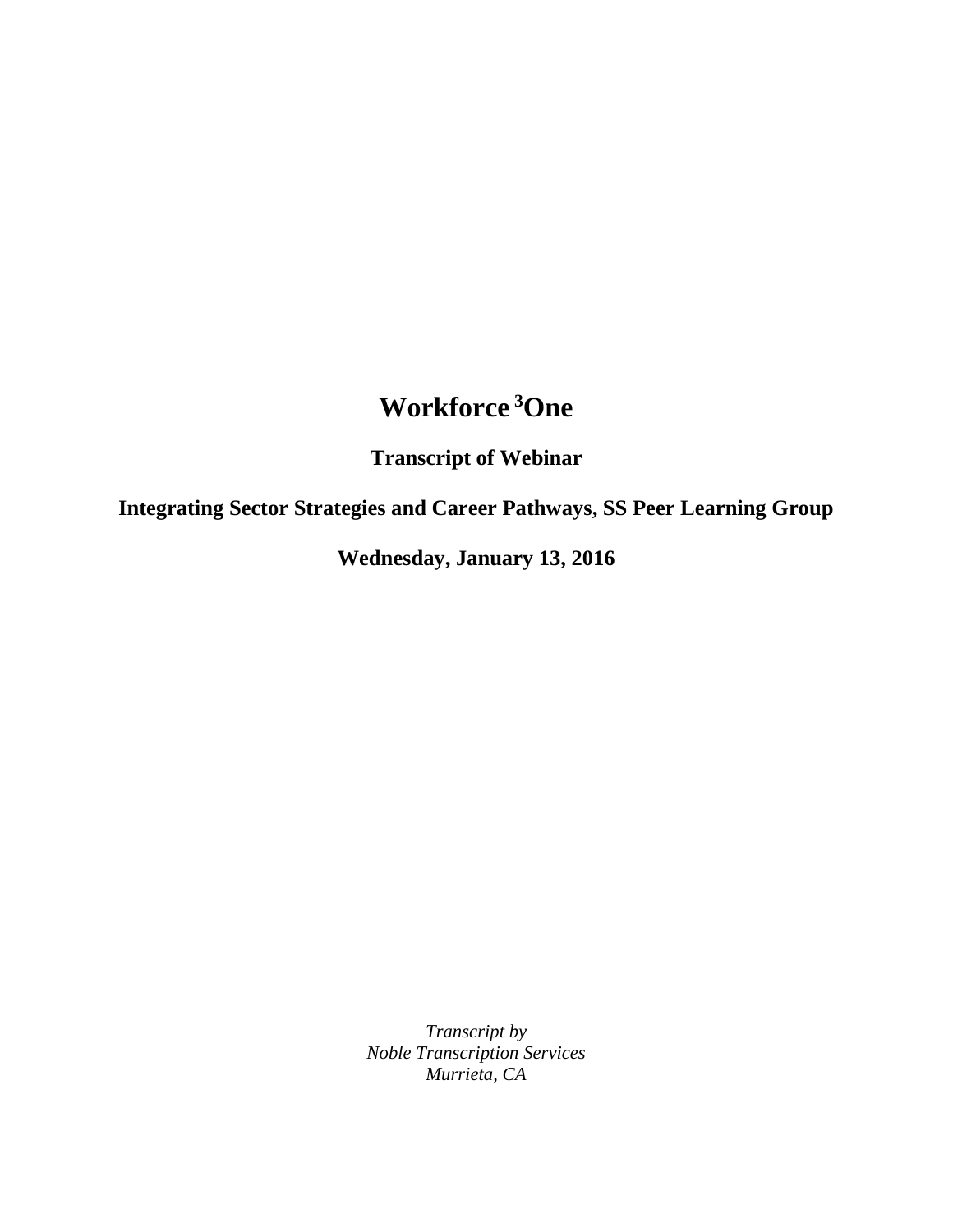# Workforce [3]One

## Transcript of Webinar

## Integrating Sector Strategies and Career Pathways, SS Peer Learning Group

## Wednesday, January 13, 2016

*Transcript by*
*Noble Transcription Services*
*Murrieta, CA*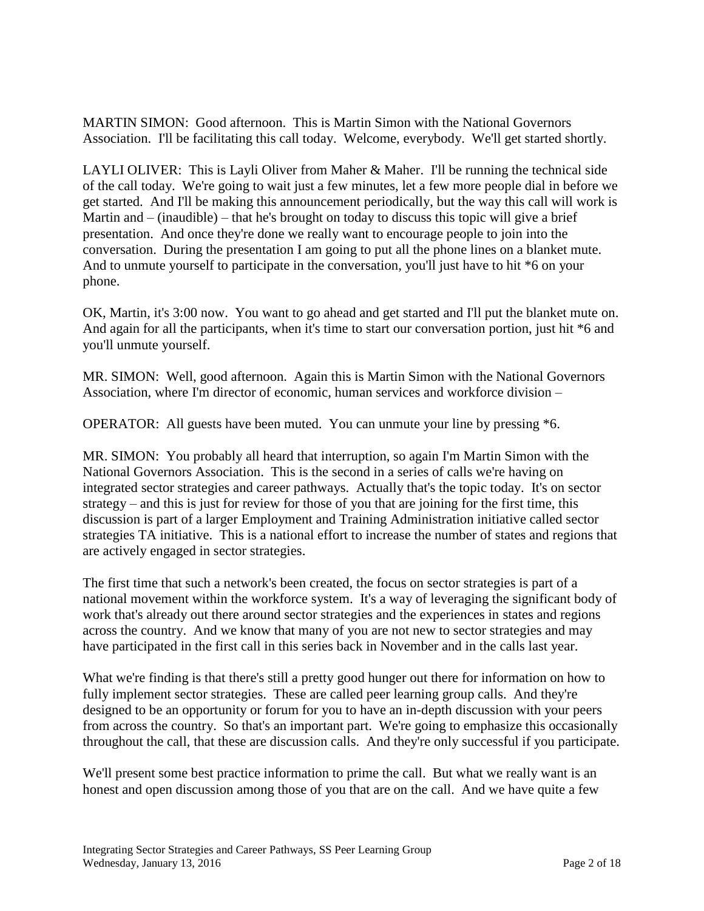MARTIN SIMON: Good afternoon. This is Martin Simon with the National Governors Association. I'll be facilitating this call today. Welcome, everybody. We'll get started shortly.

LAYLI OLIVER: This is Layli Oliver from Maher & Maher. I'll be running the technical side of the call today. We're going to wait just a few minutes, let a few more people dial in before we get started. And I'll be making this announcement periodically, but the way this call will work is Martin and – (inaudible) – that he's brought on today to discuss this topic will give a brief presentation. And once they're done we really want to encourage people to join into the conversation. During the presentation I am going to put all the phone lines on a blanket mute. And to unmute yourself to participate in the conversation, you'll just have to hit *6 on your phone.

OK, Martin, it's 3:00 now. You want to go ahead and get started and I'll put the blanket mute on. And again for all the participants, when it's time to start our conversation portion, just hit *6 and you'll unmute yourself.

MR. SIMON: Well, good afternoon. Again this is Martin Simon with the National Governors Association, where I'm director of economic, human services and workforce division –

OPERATOR: All guests have been muted. You can unmute your line by pressing *6.

MR. SIMON: You probably all heard that interruption, so again I'm Martin Simon with the National Governors Association. This is the second in a series of calls we're having on integrated sector strategies and career pathways. Actually that's the topic today. It's on sector strategy – and this is just for review for those of you that are joining for the first time, this discussion is part of a larger Employment and Training Administration initiative called sector strategies TA initiative. This is a national effort to increase the number of states and regions that are actively engaged in sector strategies.

The first time that such a network's been created, the focus on sector strategies is part of a national movement within the workforce system. It's a way of leveraging the significant body of work that's already out there around sector strategies and the experiences in states and regions across the country. And we know that many of you are not new to sector strategies and may have participated in the first call in this series back in November and in the calls last year.

What we're finding is that there's still a pretty good hunger out there for information on how to fully implement sector strategies. These are called peer learning group calls. And they're designed to be an opportunity or forum for you to have an in-depth discussion with your peers from across the country. So that's an important part. We're going to emphasize this occasionally throughout the call, that these are discussion calls. And they're only successful if you participate.

We'll present some best practice information to prime the call. But what we really want is an honest and open discussion among those of you that are on the call. And we have quite a few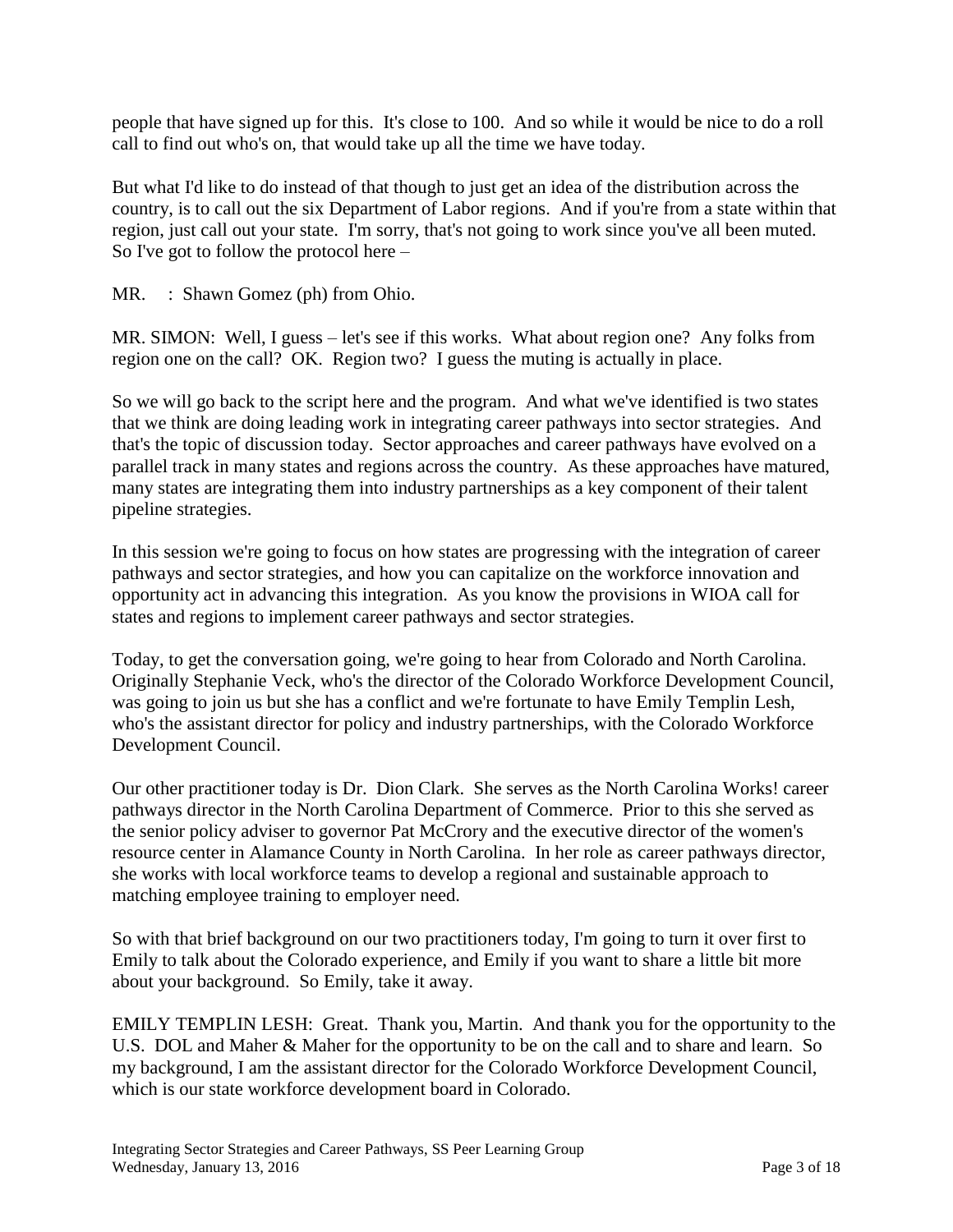people that have signed up for this. It's close to 100. And so while it would be nice to do a roll call to find out who's on, that would take up all the time we have today.

But what I'd like to do instead of that though to just get an idea of the distribution across the country, is to call out the six Department of Labor regions. And if you're from a state within that region, just call out your state. I'm sorry, that's not going to work since you've all been muted. So I've got to follow the protocol here –

MR. : Shawn Gomez (ph) from Ohio.

MR. SIMON: Well, I guess – let's see if this works. What about region one? Any folks from region one on the call? OK. Region two? I guess the muting is actually in place.

So we will go back to the script here and the program. And what we've identified is two states that we think are doing leading work in integrating career pathways into sector strategies. And that's the topic of discussion today. Sector approaches and career pathways have evolved on a parallel track in many states and regions across the country. As these approaches have matured, many states are integrating them into industry partnerships as a key component of their talent pipeline strategies.

In this session we're going to focus on how states are progressing with the integration of career pathways and sector strategies, and how you can capitalize on the workforce innovation and opportunity act in advancing this integration. As you know the provisions in WIOA call for states and regions to implement career pathways and sector strategies.

Today, to get the conversation going, we're going to hear from Colorado and North Carolina. Originally Stephanie Veck, who's the director of the Colorado Workforce Development Council, was going to join us but she has a conflict and we're fortunate to have Emily Templin Lesh, who's the assistant director for policy and industry partnerships, with the Colorado Workforce Development Council.

Our other practitioner today is Dr. Dion Clark. She serves as the North Carolina Works! career pathways director in the North Carolina Department of Commerce. Prior to this she served as the senior policy adviser to governor Pat McCrory and the executive director of the women's resource center in Alamance County in North Carolina. In her role as career pathways director, she works with local workforce teams to develop a regional and sustainable approach to matching employee training to employer need.

So with that brief background on our two practitioners today, I'm going to turn it over first to Emily to talk about the Colorado experience, and Emily if you want to share a little bit more about your background. So Emily, take it away.

EMILY TEMPLIN LESH: Great. Thank you, Martin. And thank you for the opportunity to the U.S. DOL and Maher & Maher for the opportunity to be on the call and to share and learn. So my background, I am the assistant director for the Colorado Workforce Development Council, which is our state workforce development board in Colorado.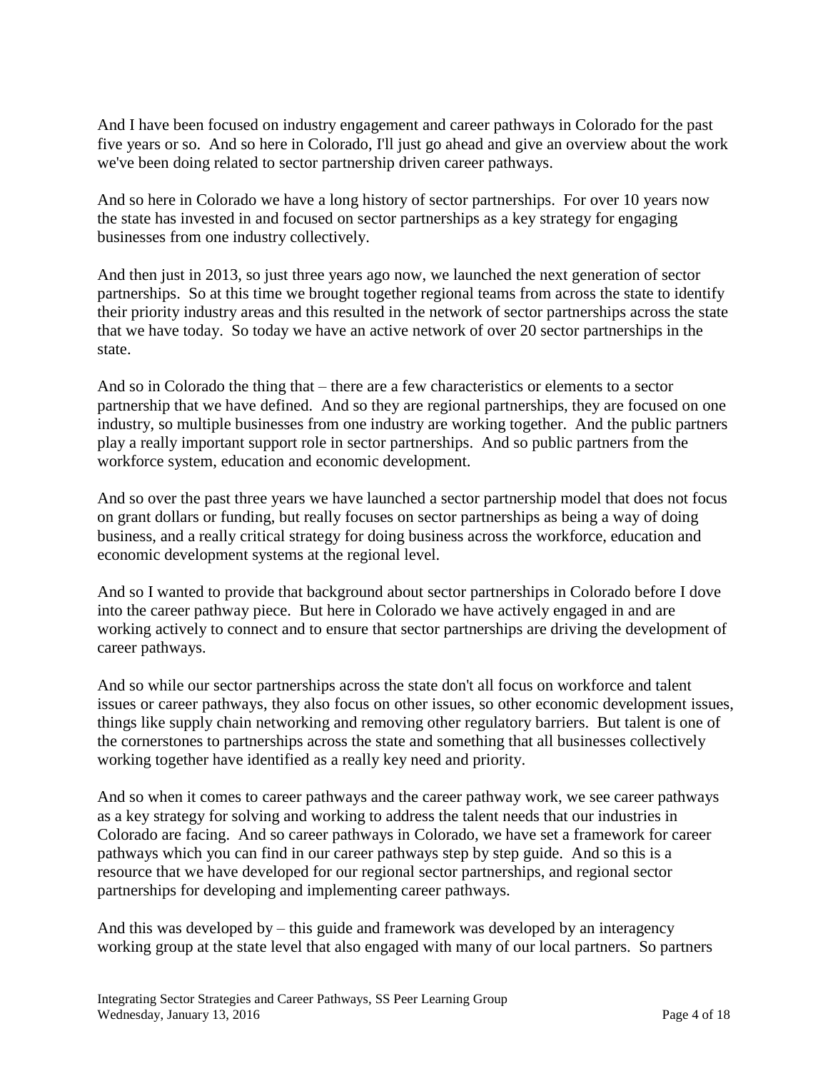And I have been focused on industry engagement and career pathways in Colorado for the past five years or so. And so here in Colorado, I'll just go ahead and give an overview about the work we've been doing related to sector partnership driven career pathways.

And so here in Colorado we have a long history of sector partnerships. For over 10 years now the state has invested in and focused on sector partnerships as a key strategy for engaging businesses from one industry collectively.

And then just in 2013, so just three years ago now, we launched the next generation of sector partnerships. So at this time we brought together regional teams from across the state to identify their priority industry areas and this resulted in the network of sector partnerships across the state that we have today. So today we have an active network of over 20 sector partnerships in the state.

And so in Colorado the thing that – there are a few characteristics or elements to a sector partnership that we have defined. And so they are regional partnerships, they are focused on one industry, so multiple businesses from one industry are working together. And the public partners play a really important support role in sector partnerships. And so public partners from the workforce system, education and economic development.

And so over the past three years we have launched a sector partnership model that does not focus on grant dollars or funding, but really focuses on sector partnerships as being a way of doing business, and a really critical strategy for doing business across the workforce, education and economic development systems at the regional level.

And so I wanted to provide that background about sector partnerships in Colorado before I dove into the career pathway piece. But here in Colorado we have actively engaged in and are working actively to connect and to ensure that sector partnerships are driving the development of career pathways.

And so while our sector partnerships across the state don't all focus on workforce and talent issues or career pathways, they also focus on other issues, so other economic development issues, things like supply chain networking and removing other regulatory barriers. But talent is one of the cornerstones to partnerships across the state and something that all businesses collectively working together have identified as a really key need and priority.

And so when it comes to career pathways and the career pathway work, we see career pathways as a key strategy for solving and working to address the talent needs that our industries in Colorado are facing. And so career pathways in Colorado, we have set a framework for career pathways which you can find in our career pathways step by step guide. And so this is a resource that we have developed for our regional sector partnerships, and regional sector partnerships for developing and implementing career pathways.

And this was developed by – this guide and framework was developed by an interagency working group at the state level that also engaged with many of our local partners. So partners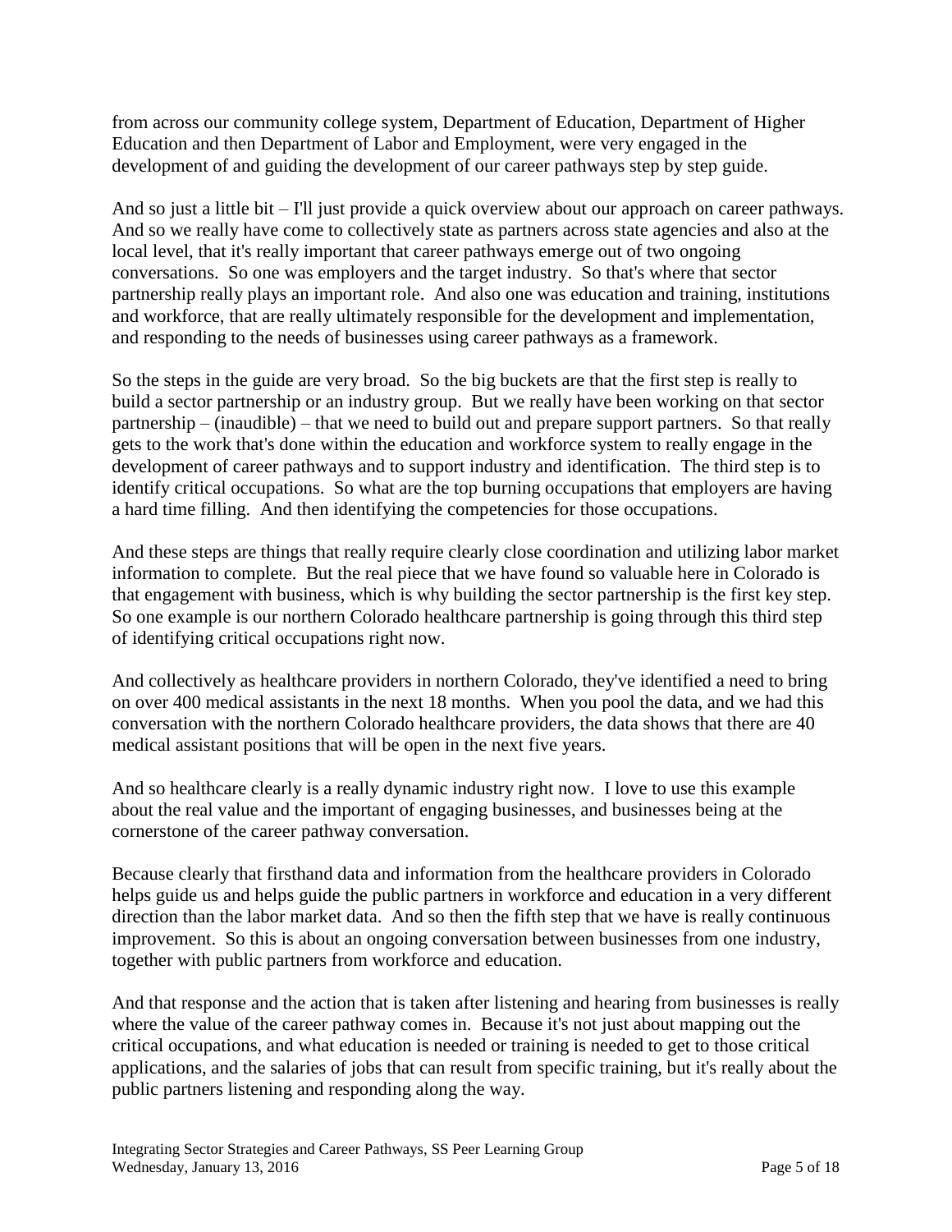from across our community college system, Department of Education, Department of Higher Education and then Department of Labor and Employment, were very engaged in the development of and guiding the development of our career pathways step by step guide.

And so just a little bit – I'll just provide a quick overview about our approach on career pathways. And so we really have come to collectively state as partners across state agencies and also at the local level, that it's really important that career pathways emerge out of two ongoing conversations. So one was employers and the target industry. So that's where that sector partnership really plays an important role. And also one was education and training, institutions and workforce, that are really ultimately responsible for the development and implementation, and responding to the needs of businesses using career pathways as a framework.

So the steps in the guide are very broad. So the big buckets are that the first step is really to build a sector partnership or an industry group. But we really have been working on that sector partnership – (inaudible) – that we need to build out and prepare support partners. So that really gets to the work that's done within the education and workforce system to really engage in the development of career pathways and to support industry and identification. The third step is to identify critical occupations. So what are the top burning occupations that employers are having a hard time filling. And then identifying the competencies for those occupations.

And these steps are things that really require clearly close coordination and utilizing labor market information to complete. But the real piece that we have found so valuable here in Colorado is that engagement with business, which is why building the sector partnership is the first key step. So one example is our northern Colorado healthcare partnership is going through this third step of identifying critical occupations right now.

And collectively as healthcare providers in northern Colorado, they've identified a need to bring on over 400 medical assistants in the next 18 months. When you pool the data, and we had this conversation with the northern Colorado healthcare providers, the data shows that there are 40 medical assistant positions that will be open in the next five years.

And so healthcare clearly is a really dynamic industry right now. I love to use this example about the real value and the important of engaging businesses, and businesses being at the cornerstone of the career pathway conversation.

Because clearly that firsthand data and information from the healthcare providers in Colorado helps guide us and helps guide the public partners in workforce and education in a very different direction than the labor market data. And so then the fifth step that we have is really continuous improvement. So this is about an ongoing conversation between businesses from one industry, together with public partners from workforce and education.

And that response and the action that is taken after listening and hearing from businesses is really where the value of the career pathway comes in. Because it's not just about mapping out the critical occupations, and what education is needed or training is needed to get to those critical applications, and the salaries of jobs that can result from specific training, but it's really about the public partners listening and responding along the way.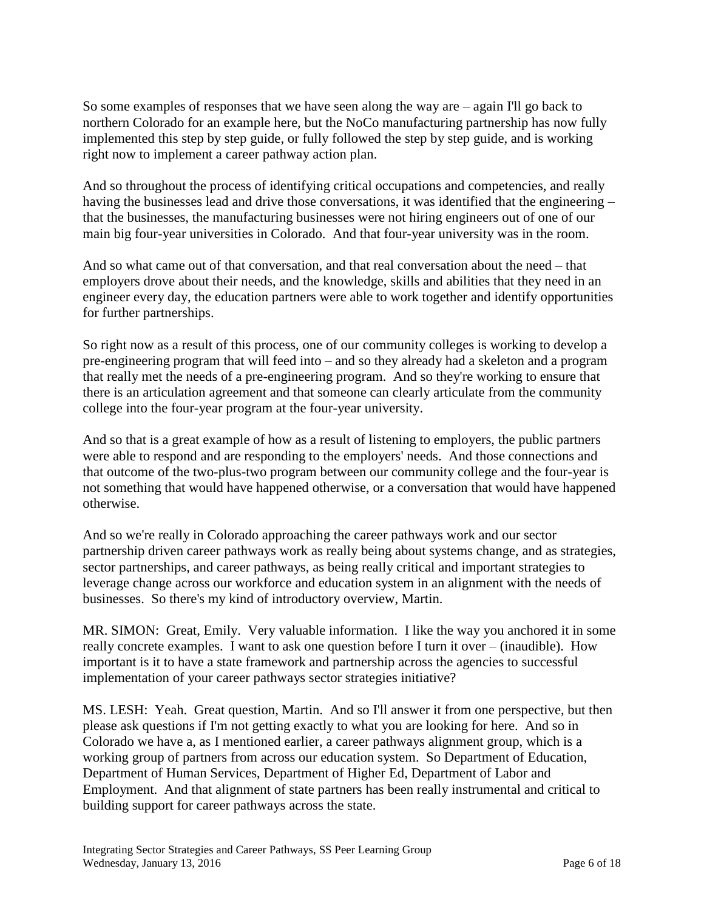So some examples of responses that we have seen along the way are – again I'll go back to northern Colorado for an example here, but the NoCo manufacturing partnership has now fully implemented this step by step guide, or fully followed the step by step guide, and is working right now to implement a career pathway action plan.

And so throughout the process of identifying critical occupations and competencies, and really having the businesses lead and drive those conversations, it was identified that the engineering – that the businesses, the manufacturing businesses were not hiring engineers out of one of our main big four-year universities in Colorado. And that four-year university was in the room.

And so what came out of that conversation, and that real conversation about the need – that employers drove about their needs, and the knowledge, skills and abilities that they need in an engineer every day, the education partners were able to work together and identify opportunities for further partnerships.

So right now as a result of this process, one of our community colleges is working to develop a pre-engineering program that will feed into – and so they already had a skeleton and a program that really met the needs of a pre-engineering program. And so they're working to ensure that there is an articulation agreement and that someone can clearly articulate from the community college into the four-year program at the four-year university.

And so that is a great example of how as a result of listening to employers, the public partners were able to respond and are responding to the employers' needs. And those connections and that outcome of the two-plus-two program between our community college and the four-year is not something that would have happened otherwise, or a conversation that would have happened otherwise.

And so we're really in Colorado approaching the career pathways work and our sector partnership driven career pathways work as really being about systems change, and as strategies, sector partnerships, and career pathways, as being really critical and important strategies to leverage change across our workforce and education system in an alignment with the needs of businesses. So there's my kind of introductory overview, Martin.

MR. SIMON: Great, Emily. Very valuable information. I like the way you anchored it in some really concrete examples. I want to ask one question before I turn it over – (inaudible). How important is it to have a state framework and partnership across the agencies to successful implementation of your career pathways sector strategies initiative?

MS. LESH: Yeah. Great question, Martin. And so I'll answer it from one perspective, but then please ask questions if I'm not getting exactly to what you are looking for here. And so in Colorado we have a, as I mentioned earlier, a career pathways alignment group, which is a working group of partners from across our education system. So Department of Education, Department of Human Services, Department of Higher Ed, Department of Labor and Employment. And that alignment of state partners has been really instrumental and critical to building support for career pathways across the state.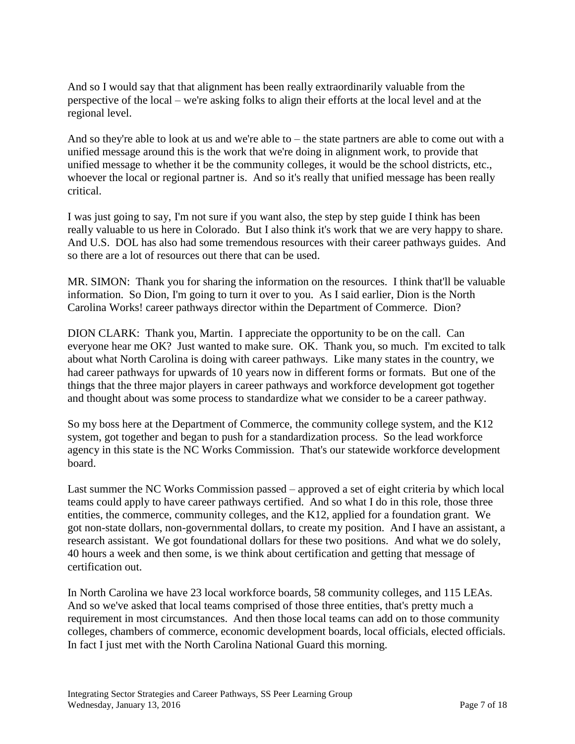And so I would say that that alignment has been really extraordinarily valuable from the perspective of the local – we're asking folks to align their efforts at the local level and at the regional level.

And so they're able to look at us and we're able to – the state partners are able to come out with a unified message around this is the work that we're doing in alignment work, to provide that unified message to whether it be the community colleges, it would be the school districts, etc., whoever the local or regional partner is. And so it's really that unified message has been really critical.

I was just going to say, I'm not sure if you want also, the step by step guide I think has been really valuable to us here in Colorado. But I also think it's work that we are very happy to share. And U.S. DOL has also had some tremendous resources with their career pathways guides. And so there are a lot of resources out there that can be used.

MR. SIMON: Thank you for sharing the information on the resources. I think that'll be valuable information. So Dion, I'm going to turn it over to you. As I said earlier, Dion is the North Carolina Works! career pathways director within the Department of Commerce. Dion?

DION CLARK: Thank you, Martin. I appreciate the opportunity to be on the call. Can everyone hear me OK? Just wanted to make sure. OK. Thank you, so much. I'm excited to talk about what North Carolina is doing with career pathways. Like many states in the country, we had career pathways for upwards of 10 years now in different forms or formats. But one of the things that the three major players in career pathways and workforce development got together and thought about was some process to standardize what we consider to be a career pathway.

So my boss here at the Department of Commerce, the community college system, and the K12 system, got together and began to push for a standardization process. So the lead workforce agency in this state is the NC Works Commission. That's our statewide workforce development board.

Last summer the NC Works Commission passed – approved a set of eight criteria by which local teams could apply to have career pathways certified. And so what I do in this role, those three entities, the commerce, community colleges, and the K12, applied for a foundation grant. We got non-state dollars, non-governmental dollars, to create my position. And I have an assistant, a research assistant. We got foundational dollars for these two positions. And what we do solely, 40 hours a week and then some, is we think about certification and getting that message of certification out.

In North Carolina we have 23 local workforce boards, 58 community colleges, and 115 LEAs. And so we've asked that local teams comprised of those three entities, that's pretty much a requirement in most circumstances. And then those local teams can add on to those community colleges, chambers of commerce, economic development boards, local officials, elected officials. In fact I just met with the North Carolina National Guard this morning.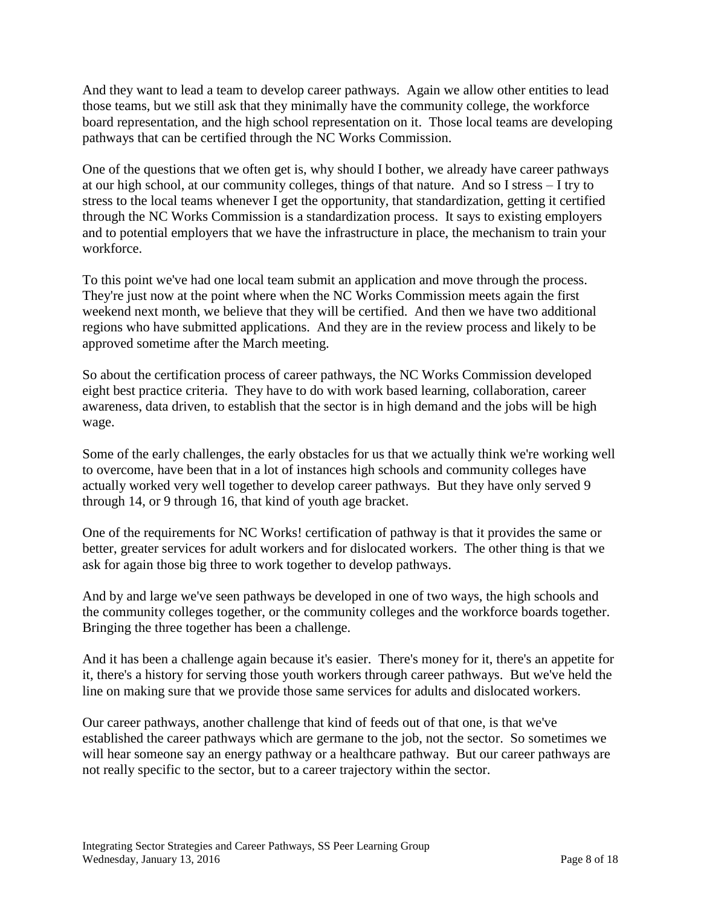And they want to lead a team to develop career pathways. Again we allow other entities to lead those teams, but we still ask that they minimally have the community college, the workforce board representation, and the high school representation on it. Those local teams are developing pathways that can be certified through the NC Works Commission.

One of the questions that we often get is, why should I bother, we already have career pathways at our high school, at our community colleges, things of that nature. And so I stress – I try to stress to the local teams whenever I get the opportunity, that standardization, getting it certified through the NC Works Commission is a standardization process. It says to existing employers and to potential employers that we have the infrastructure in place, the mechanism to train your workforce.

To this point we've had one local team submit an application and move through the process. They're just now at the point where when the NC Works Commission meets again the first weekend next month, we believe that they will be certified. And then we have two additional regions who have submitted applications. And they are in the review process and likely to be approved sometime after the March meeting.

So about the certification process of career pathways, the NC Works Commission developed eight best practice criteria. They have to do with work based learning, collaboration, career awareness, data driven, to establish that the sector is in high demand and the jobs will be high wage.

Some of the early challenges, the early obstacles for us that we actually think we're working well to overcome, have been that in a lot of instances high schools and community colleges have actually worked very well together to develop career pathways. But they have only served 9 through 14, or 9 through 16, that kind of youth age bracket.

One of the requirements for NC Works! certification of pathway is that it provides the same or better, greater services for adult workers and for dislocated workers. The other thing is that we ask for again those big three to work together to develop pathways.

And by and large we've seen pathways be developed in one of two ways, the high schools and the community colleges together, or the community colleges and the workforce boards together. Bringing the three together has been a challenge.

And it has been a challenge again because it's easier. There's money for it, there's an appetite for it, there's a history for serving those youth workers through career pathways. But we've held the line on making sure that we provide those same services for adults and dislocated workers.

Our career pathways, another challenge that kind of feeds out of that one, is that we've established the career pathways which are germane to the job, not the sector. So sometimes we will hear someone say an energy pathway or a healthcare pathway. But our career pathways are not really specific to the sector, but to a career trajectory within the sector.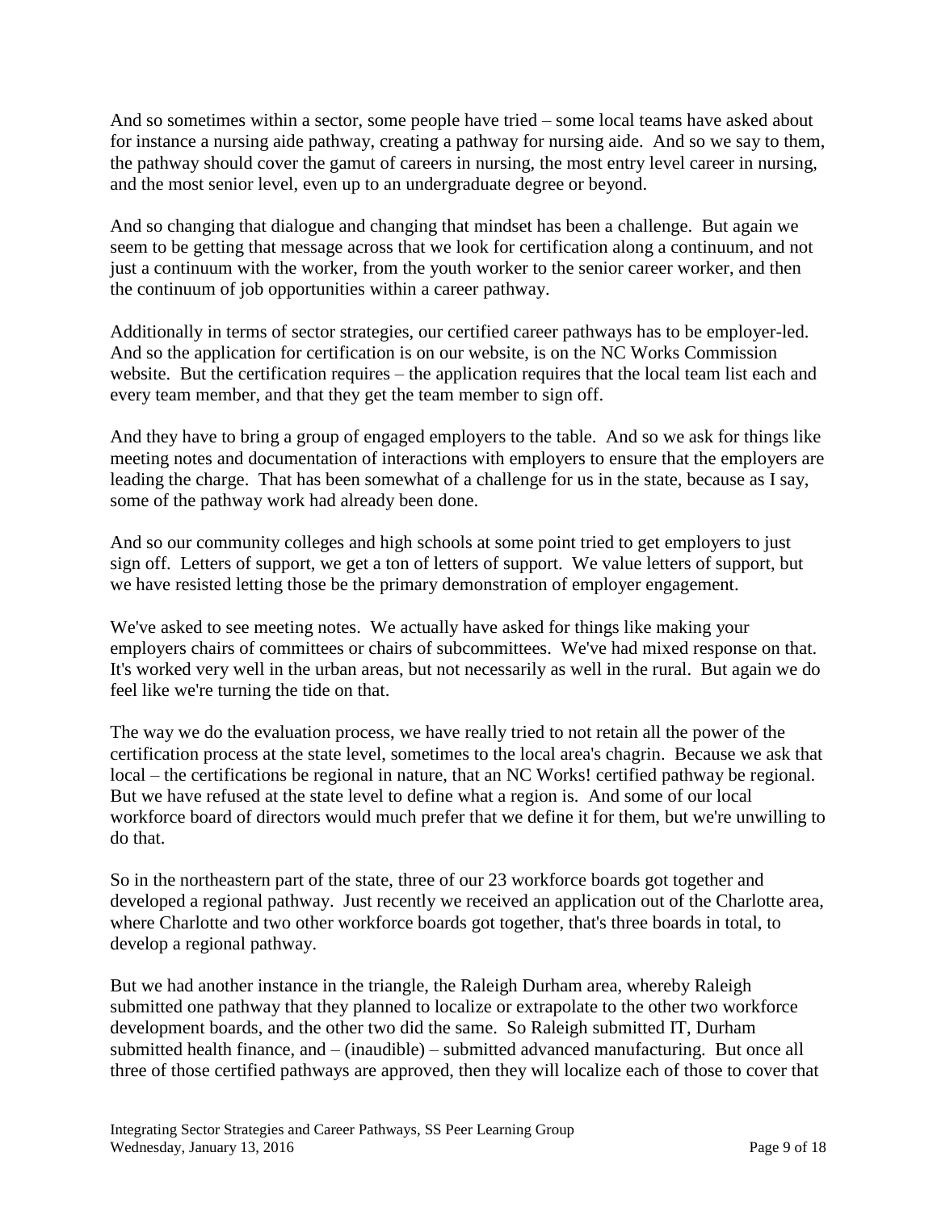And so sometimes within a sector, some people have tried – some local teams have asked about for instance a nursing aide pathway, creating a pathway for nursing aide. And so we say to them, the pathway should cover the gamut of careers in nursing, the most entry level career in nursing, and the most senior level, even up to an undergraduate degree or beyond.

And so changing that dialogue and changing that mindset has been a challenge. But again we seem to be getting that message across that we look for certification along a continuum, and not just a continuum with the worker, from the youth worker to the senior career worker, and then the continuum of job opportunities within a career pathway.

Additionally in terms of sector strategies, our certified career pathways has to be employer-led. And so the application for certification is on our website, is on the NC Works Commission website. But the certification requires – the application requires that the local team list each and every team member, and that they get the team member to sign off.

And they have to bring a group of engaged employers to the table. And so we ask for things like meeting notes and documentation of interactions with employers to ensure that the employers are leading the charge. That has been somewhat of a challenge for us in the state, because as I say, some of the pathway work had already been done.

And so our community colleges and high schools at some point tried to get employers to just sign off. Letters of support, we get a ton of letters of support. We value letters of support, but we have resisted letting those be the primary demonstration of employer engagement.

We've asked to see meeting notes. We actually have asked for things like making your employers chairs of committees or chairs of subcommittees. We've had mixed response on that. It's worked very well in the urban areas, but not necessarily as well in the rural. But again we do feel like we're turning the tide on that.

The way we do the evaluation process, we have really tried to not retain all the power of the certification process at the state level, sometimes to the local area's chagrin. Because we ask that local – the certifications be regional in nature, that an NC Works! certified pathway be regional. But we have refused at the state level to define what a region is. And some of our local workforce board of directors would much prefer that we define it for them, but we're unwilling to do that.

So in the northeastern part of the state, three of our 23 workforce boards got together and developed a regional pathway. Just recently we received an application out of the Charlotte area, where Charlotte and two other workforce boards got together, that's three boards in total, to develop a regional pathway.

But we had another instance in the triangle, the Raleigh Durham area, whereby Raleigh submitted one pathway that they planned to localize or extrapolate to the other two workforce development boards, and the other two did the same. So Raleigh submitted IT, Durham submitted health finance, and – (inaudible) – submitted advanced manufacturing. But once all three of those certified pathways are approved, then they will localize each of those to cover that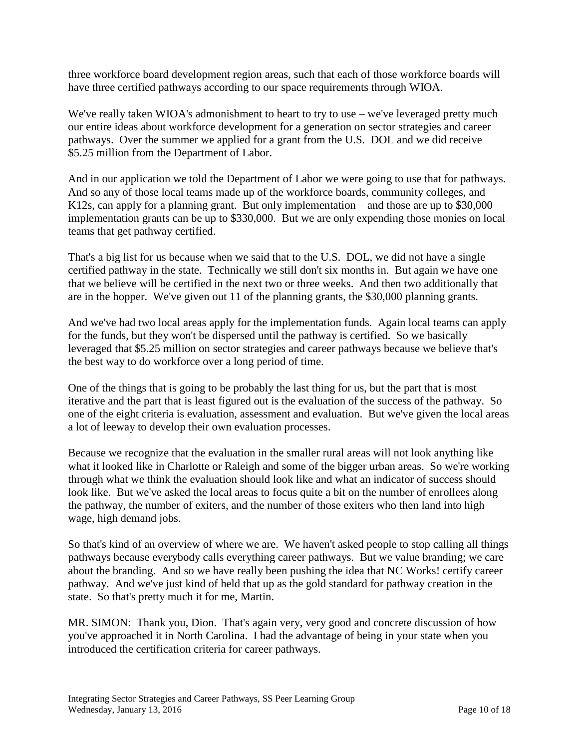three workforce board development region areas, such that each of those workforce boards will have three certified pathways according to our space requirements through WIOA.

We've really taken WIOA's admonishment to heart to try to use – we've leveraged pretty much our entire ideas about workforce development for a generation on sector strategies and career pathways. Over the summer we applied for a grant from the U.S. DOL and we did receive \$5.25 million from the Department of Labor.

And in our application we told the Department of Labor we were going to use that for pathways. And so any of those local teams made up of the workforce boards, community colleges, and K12s, can apply for a planning grant. But only implementation – and those are up to \$30,000 – implementation grants can be up to \$330,000. But we are only expending those monies on local teams that get pathway certified.

That's a big list for us because when we said that to the U.S. DOL, we did not have a single certified pathway in the state. Technically we still don't six months in. But again we have one that we believe will be certified in the next two or three weeks. And then two additionally that are in the hopper. We've given out 11 of the planning grants, the \$30,000 planning grants.

And we've had two local areas apply for the implementation funds. Again local teams can apply for the funds, but they won't be dispersed until the pathway is certified. So we basically leveraged that \$5.25 million on sector strategies and career pathways because we believe that's the best way to do workforce over a long period of time.

One of the things that is going to be probably the last thing for us, but the part that is most iterative and the part that is least figured out is the evaluation of the success of the pathway. So one of the eight criteria is evaluation, assessment and evaluation. But we've given the local areas a lot of leeway to develop their own evaluation processes.

Because we recognize that the evaluation in the smaller rural areas will not look anything like what it looked like in Charlotte or Raleigh and some of the bigger urban areas. So we're working through what we think the evaluation should look like and what an indicator of success should look like. But we've asked the local areas to focus quite a bit on the number of enrollees along the pathway, the number of exiters, and the number of those exiters who then land into high wage, high demand jobs.

So that's kind of an overview of where we are. We haven't asked people to stop calling all things pathways because everybody calls everything career pathways. But we value branding; we care about the branding. And so we have really been pushing the idea that NC Works! certify career pathway. And we've just kind of held that up as the gold standard for pathway creation in the state. So that's pretty much it for me, Martin.

MR. SIMON: Thank you, Dion. That's again very, very good and concrete discussion of how you've approached it in North Carolina. I had the advantage of being in your state when you introduced the certification criteria for career pathways.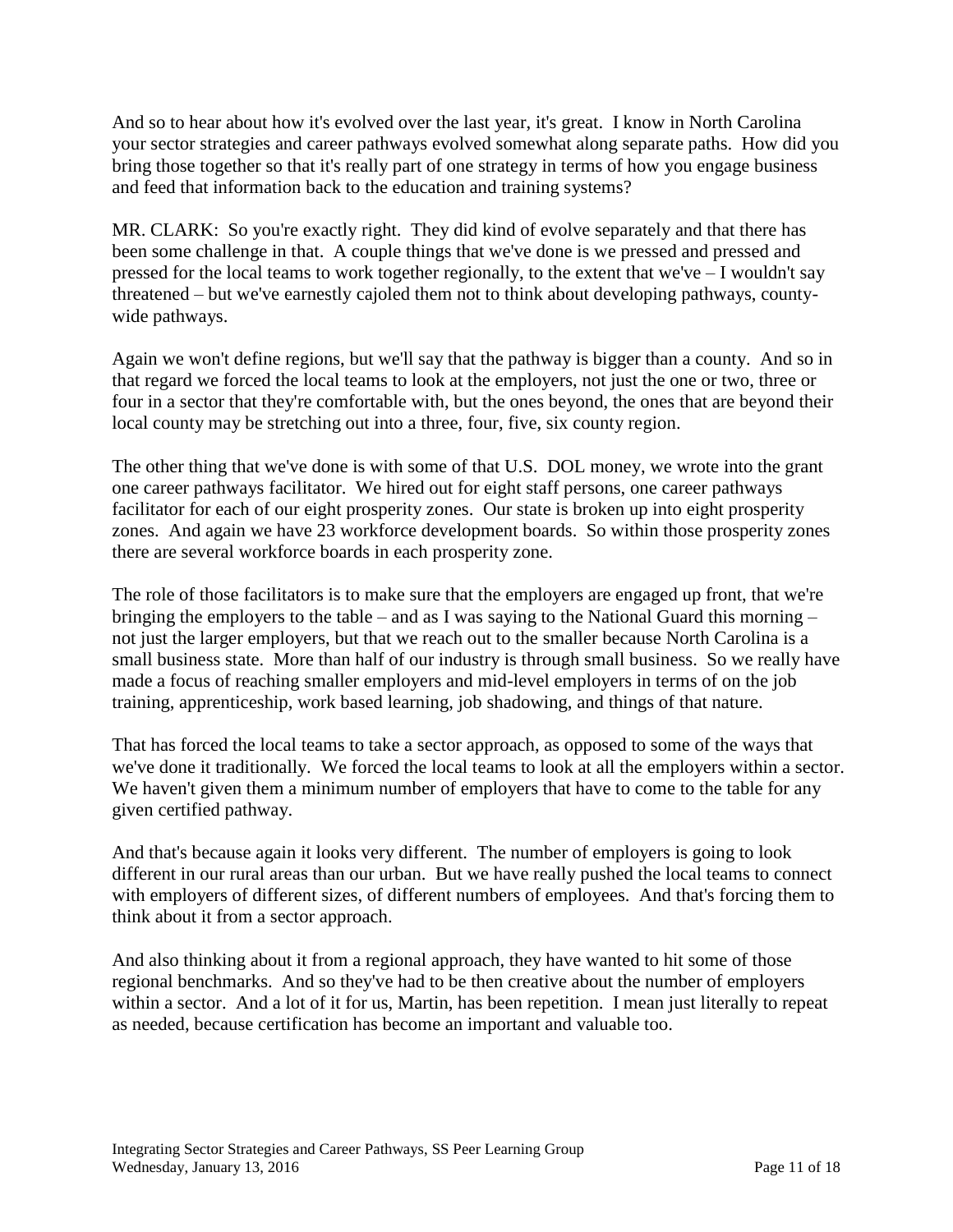And so to hear about how it's evolved over the last year, it's great. I know in North Carolina your sector strategies and career pathways evolved somewhat along separate paths. How did you bring those together so that it's really part of one strategy in terms of how you engage business and feed that information back to the education and training systems?

MR. CLARK: So you're exactly right. They did kind of evolve separately and that there has been some challenge in that. A couple things that we've done is we pressed and pressed and pressed for the local teams to work together regionally, to the extent that we've – I wouldn't say threatened – but we've earnestly cajoled them not to think about developing pathways, county-wide pathways.

Again we won't define regions, but we'll say that the pathway is bigger than a county. And so in that regard we forced the local teams to look at the employers, not just the one or two, three or four in a sector that they're comfortable with, but the ones beyond, the ones that are beyond their local county may be stretching out into a three, four, five, six county region.

The other thing that we've done is with some of that U.S. DOL money, we wrote into the grant one career pathways facilitator. We hired out for eight staff persons, one career pathways facilitator for each of our eight prosperity zones. Our state is broken up into eight prosperity zones. And again we have 23 workforce development boards. So within those prosperity zones there are several workforce boards in each prosperity zone.

The role of those facilitators is to make sure that the employers are engaged up front, that we're bringing the employers to the table – and as I was saying to the National Guard this morning – not just the larger employers, but that we reach out to the smaller because North Carolina is a small business state. More than half of our industry is through small business. So we really have made a focus of reaching smaller employers and mid-level employers in terms of on the job training, apprenticeship, work based learning, job shadowing, and things of that nature.

That has forced the local teams to take a sector approach, as opposed to some of the ways that we've done it traditionally. We forced the local teams to look at all the employers within a sector. We haven't given them a minimum number of employers that have to come to the table for any given certified pathway.

And that's because again it looks very different. The number of employers is going to look different in our rural areas than our urban. But we have really pushed the local teams to connect with employers of different sizes, of different numbers of employees. And that's forcing them to think about it from a sector approach.

And also thinking about it from a regional approach, they have wanted to hit some of those regional benchmarks. And so they've had to be then creative about the number of employers within a sector. And a lot of it for us, Martin, has been repetition. I mean just literally to repeat as needed, because certification has become an important and valuable too.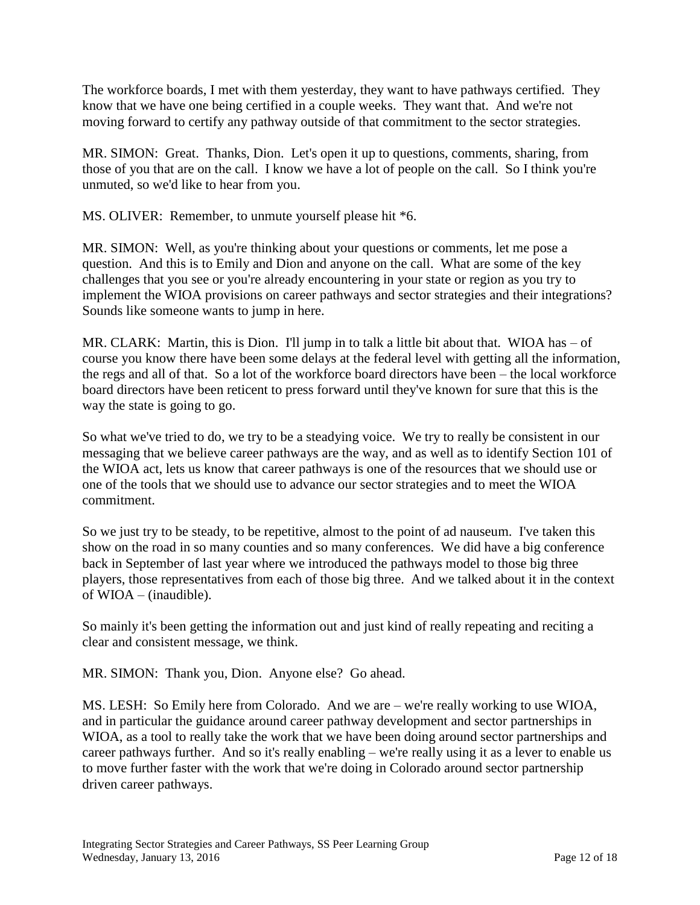The workforce boards, I met with them yesterday, they want to have pathways certified. They know that we have one being certified in a couple weeks. They want that. And we're not moving forward to certify any pathway outside of that commitment to the sector strategies.

MR. SIMON: Great. Thanks, Dion. Let's open it up to questions, comments, sharing, from those of you that are on the call. I know we have a lot of people on the call. So I think you're unmuted, so we'd like to hear from you.

MS. OLIVER: Remember, to unmute yourself please hit *6.

MR. SIMON: Well, as you're thinking about your questions or comments, let me pose a question. And this is to Emily and Dion and anyone on the call. What are some of the key challenges that you see or you're already encountering in your state or region as you try to implement the WIOA provisions on career pathways and sector strategies and their integrations? Sounds like someone wants to jump in here.

MR. CLARK: Martin, this is Dion. I'll jump in to talk a little bit about that. WIOA has – of course you know there have been some delays at the federal level with getting all the information, the regs and all of that. So a lot of the workforce board directors have been – the local workforce board directors have been reticent to press forward until they've known for sure that this is the way the state is going to go.

So what we've tried to do, we try to be a steadying voice. We try to really be consistent in our messaging that we believe career pathways are the way, and as well as to identify Section 101 of the WIOA act, lets us know that career pathways is one of the resources that we should use or one of the tools that we should use to advance our sector strategies and to meet the WIOA commitment.

So we just try to be steady, to be repetitive, almost to the point of ad nauseum. I've taken this show on the road in so many counties and so many conferences. We did have a big conference back in September of last year where we introduced the pathways model to those big three players, those representatives from each of those big three. And we talked about it in the context of WIOA – (inaudible).

So mainly it's been getting the information out and just kind of really repeating and reciting a clear and consistent message, we think.

MR. SIMON: Thank you, Dion. Anyone else? Go ahead.

MS. LESH: So Emily here from Colorado. And we are – we're really working to use WIOA, and in particular the guidance around career pathway development and sector partnerships in WIOA, as a tool to really take the work that we have been doing around sector partnerships and career pathways further. And so it's really enabling – we're really using it as a lever to enable us to move further faster with the work that we're doing in Colorado around sector partnership driven career pathways.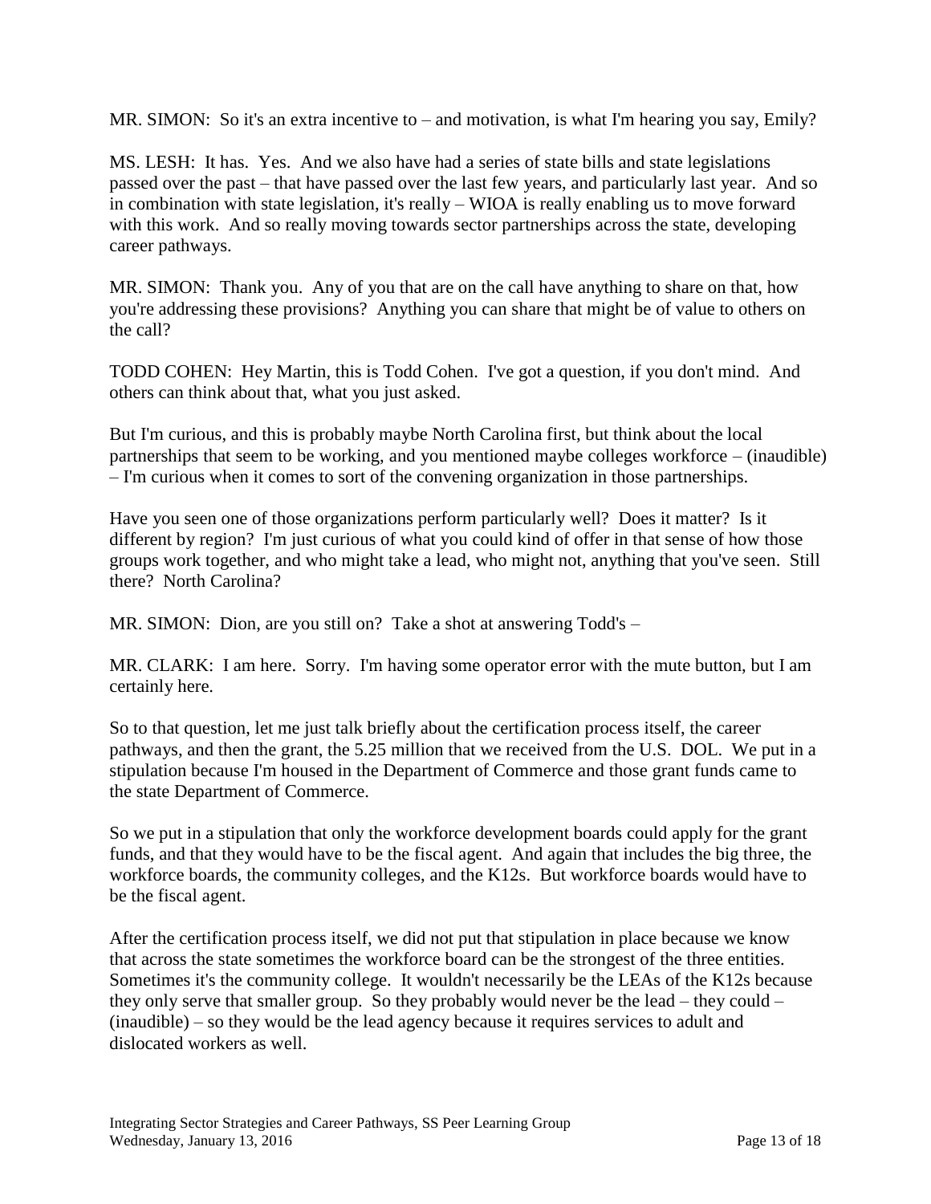MR. SIMON: So it's an extra incentive to – and motivation, is what I'm hearing you say, Emily?

MS. LESH: It has. Yes. And we also have had a series of state bills and state legislations passed over the past – that have passed over the last few years, and particularly last year. And so in combination with state legislation, it's really – WIOA is really enabling us to move forward with this work. And so really moving towards sector partnerships across the state, developing career pathways.

MR. SIMON: Thank you. Any of you that are on the call have anything to share on that, how you're addressing these provisions? Anything you can share that might be of value to others on the call?

TODD COHEN: Hey Martin, this is Todd Cohen. I've got a question, if you don't mind. And others can think about that, what you just asked.

But I'm curious, and this is probably maybe North Carolina first, but think about the local partnerships that seem to be working, and you mentioned maybe colleges workforce – (inaudible) – I'm curious when it comes to sort of the convening organization in those partnerships.

Have you seen one of those organizations perform particularly well? Does it matter? Is it different by region? I'm just curious of what you could kind of offer in that sense of how those groups work together, and who might take a lead, who might not, anything that you've seen. Still there? North Carolina?

MR. SIMON: Dion, are you still on? Take a shot at answering Todd's –

MR. CLARK: I am here. Sorry. I'm having some operator error with the mute button, but I am certainly here.

So to that question, let me just talk briefly about the certification process itself, the career pathways, and then the grant, the 5.25 million that we received from the U.S. DOL. We put in a stipulation because I'm housed in the Department of Commerce and those grant funds came to the state Department of Commerce.

So we put in a stipulation that only the workforce development boards could apply for the grant funds, and that they would have to be the fiscal agent. And again that includes the big three, the workforce boards, the community colleges, and the K12s. But workforce boards would have to be the fiscal agent.

After the certification process itself, we did not put that stipulation in place because we know that across the state sometimes the workforce board can be the strongest of the three entities. Sometimes it's the community college. It wouldn't necessarily be the LEAs of the K12s because they only serve that smaller group. So they probably would never be the lead – they could – (inaudible) – so they would be the lead agency because it requires services to adult and dislocated workers as well.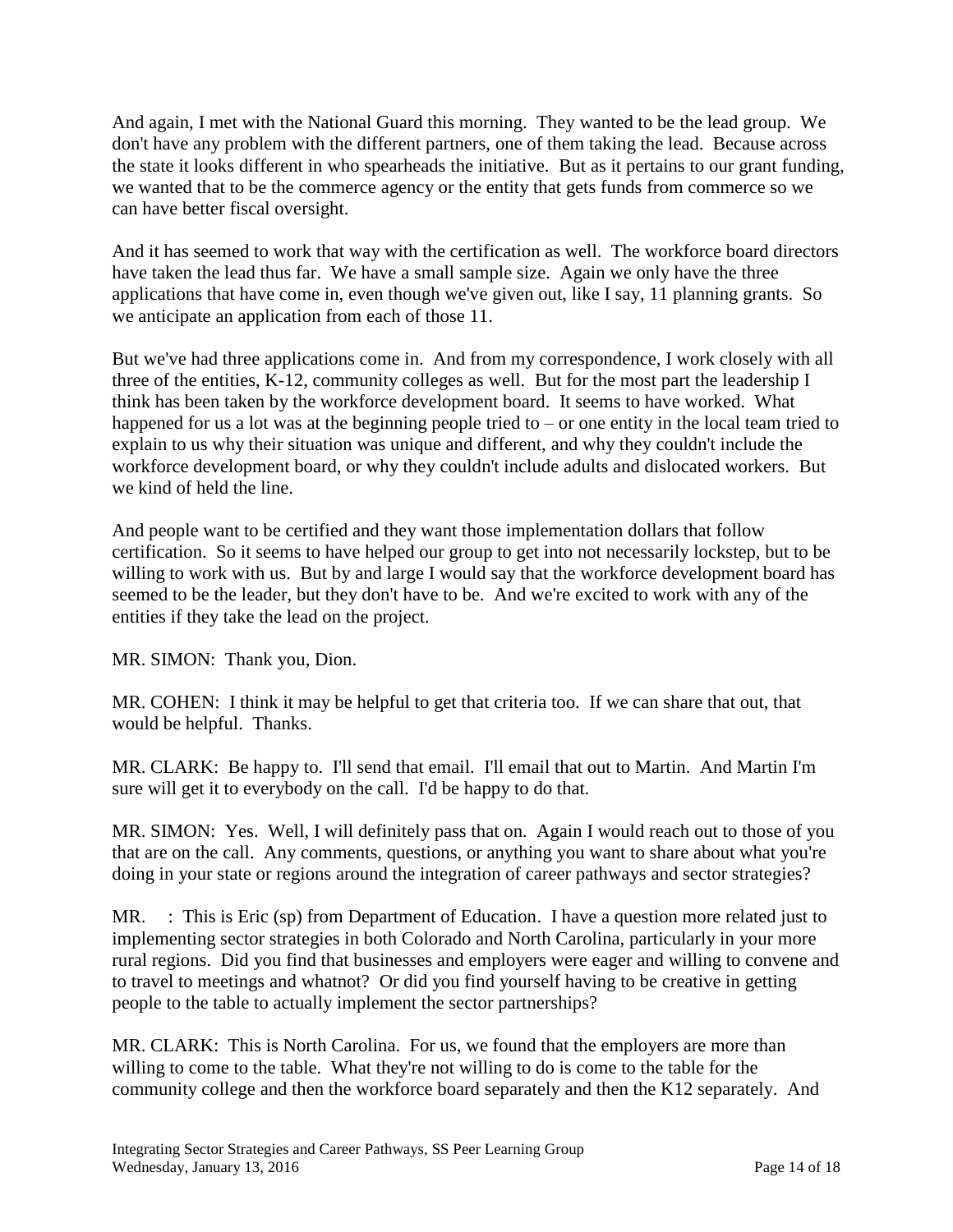And again, I met with the National Guard this morning. They wanted to be the lead group. We don't have any problem with the different partners, one of them taking the lead. Because across the state it looks different in who spearheads the initiative. But as it pertains to our grant funding, we wanted that to be the commerce agency or the entity that gets funds from commerce so we can have better fiscal oversight.

And it has seemed to work that way with the certification as well. The workforce board directors have taken the lead thus far. We have a small sample size. Again we only have the three applications that have come in, even though we've given out, like I say, 11 planning grants. So we anticipate an application from each of those 11.

But we've had three applications come in. And from my correspondence, I work closely with all three of the entities, K-12, community colleges as well. But for the most part the leadership I think has been taken by the workforce development board. It seems to have worked. What happened for us a lot was at the beginning people tried to – or one entity in the local team tried to explain to us why their situation was unique and different, and why they couldn't include the workforce development board, or why they couldn't include adults and dislocated workers. But we kind of held the line.

And people want to be certified and they want those implementation dollars that follow certification. So it seems to have helped our group to get into not necessarily lockstep, but to be willing to work with us. But by and large I would say that the workforce development board has seemed to be the leader, but they don't have to be. And we're excited to work with any of the entities if they take the lead on the project.

MR. SIMON: Thank you, Dion.

MR. COHEN: I think it may be helpful to get that criteria too. If we can share that out, that would be helpful. Thanks.

MR. CLARK: Be happy to. I'll send that email. I'll email that out to Martin. And Martin I'm sure will get it to everybody on the call. I'd be happy to do that.

MR. SIMON: Yes. Well, I will definitely pass that on. Again I would reach out to those of you that are on the call. Any comments, questions, or anything you want to share about what you're doing in your state or regions around the integration of career pathways and sector strategies?

MR. : This is Eric (sp) from Department of Education. I have a question more related just to implementing sector strategies in both Colorado and North Carolina, particularly in your more rural regions. Did you find that businesses and employers were eager and willing to convene and to travel to meetings and whatnot? Or did you find yourself having to be creative in getting people to the table to actually implement the sector partnerships?

MR. CLARK: This is North Carolina. For us, we found that the employers are more than willing to come to the table. What they're not willing to do is come to the table for the community college and then the workforce board separately and then the K12 separately. And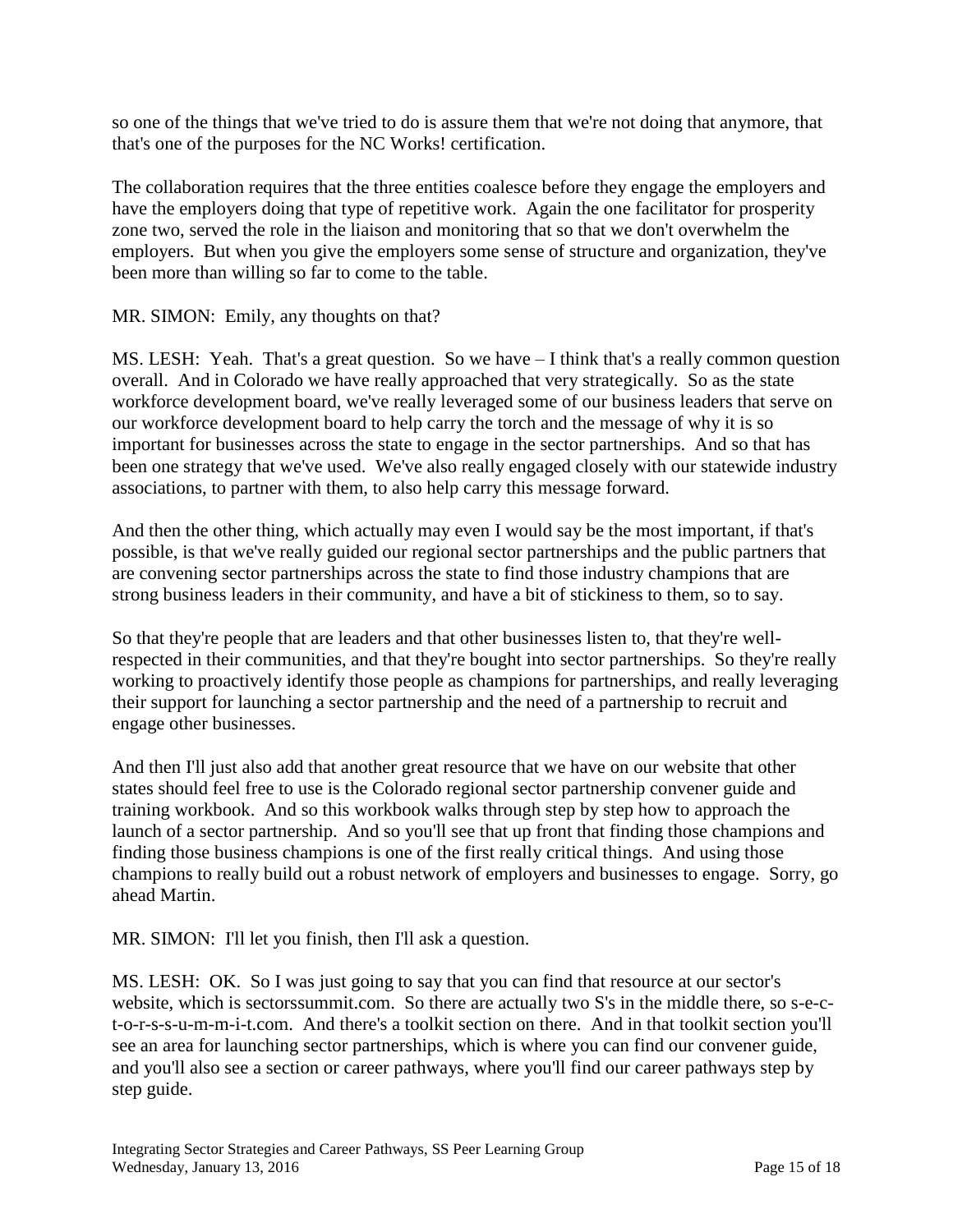so one of the things that we've tried to do is assure them that we're not doing that anymore, that that's one of the purposes for the NC Works! certification.

The collaboration requires that the three entities coalesce before they engage the employers and have the employers doing that type of repetitive work. Again the one facilitator for prosperity zone two, served the role in the liaison and monitoring that so that we don't overwhelm the employers. But when you give the employers some sense of structure and organization, they've been more than willing so far to come to the table.

MR. SIMON: Emily, any thoughts on that?

MS. LESH: Yeah. That's a great question. So we have – I think that's a really common question overall. And in Colorado we have really approached that very strategically. So as the state workforce development board, we've really leveraged some of our business leaders that serve on our workforce development board to help carry the torch and the message of why it is so important for businesses across the state to engage in the sector partnerships. And so that has been one strategy that we've used. We've also really engaged closely with our statewide industry associations, to partner with them, to also help carry this message forward.

And then the other thing, which actually may even I would say be the most important, if that's possible, is that we've really guided our regional sector partnerships and the public partners that are convening sector partnerships across the state to find those industry champions that are strong business leaders in their community, and have a bit of stickiness to them, so to say.

So that they're people that are leaders and that other businesses listen to, that they're well-respected in their communities, and that they're bought into sector partnerships. So they're really working to proactively identify those people as champions for partnerships, and really leveraging their support for launching a sector partnership and the need of a partnership to recruit and engage other businesses.

And then I'll just also add that another great resource that we have on our website that other states should feel free to use is the Colorado regional sector partnership convener guide and training workbook. And so this workbook walks through step by step how to approach the launch of a sector partnership. And so you'll see that up front that finding those champions and finding those business champions is one of the first really critical things. And using those champions to really build out a robust network of employers and businesses to engage. Sorry, go ahead Martin.

MR. SIMON: I'll let you finish, then I'll ask a question.

MS. LESH: OK. So I was just going to say that you can find that resource at our sector's website, which is sectorssummit.com. So there are actually two S's in the middle there, so s-e-c-t-o-r-s-s-u-m-m-i-t.com. And there's a toolkit section on there. And in that toolkit section you'll see an area for launching sector partnerships, which is where you can find our convener guide, and you'll also see a section or career pathways, where you'll find our career pathways step by step guide.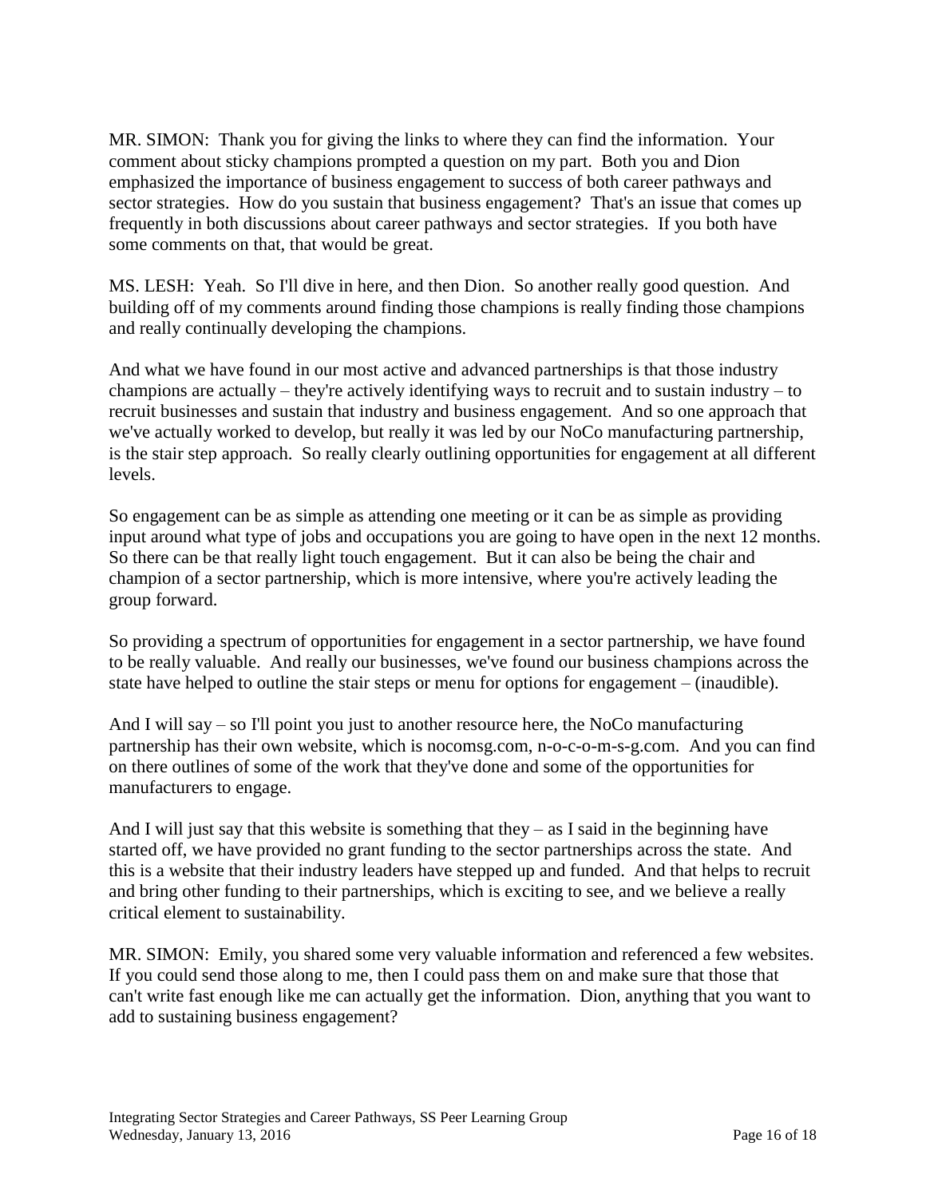MR. SIMON: Thank you for giving the links to where they can find the information. Your comment about sticky champions prompted a question on my part. Both you and Dion emphasized the importance of business engagement to success of both career pathways and sector strategies. How do you sustain that business engagement? That's an issue that comes up frequently in both discussions about career pathways and sector strategies. If you both have some comments on that, that would be great.

MS. LESH: Yeah. So I'll dive in here, and then Dion. So another really good question. And building off of my comments around finding those champions is really finding those champions and really continually developing the champions.

And what we have found in our most active and advanced partnerships is that those industry champions are actually – they're actively identifying ways to recruit and to sustain industry – to recruit businesses and sustain that industry and business engagement. And so one approach that we've actually worked to develop, but really it was led by our NoCo manufacturing partnership, is the stair step approach. So really clearly outlining opportunities for engagement at all different levels.

So engagement can be as simple as attending one meeting or it can be as simple as providing input around what type of jobs and occupations you are going to have open in the next 12 months. So there can be that really light touch engagement. But it can also be being the chair and champion of a sector partnership, which is more intensive, where you're actively leading the group forward.

So providing a spectrum of opportunities for engagement in a sector partnership, we have found to be really valuable. And really our businesses, we've found our business champions across the state have helped to outline the stair steps or menu for options for engagement – (inaudible).

And I will say – so I'll point you just to another resource here, the NoCo manufacturing partnership has their own website, which is nocomsg.com, n-o-c-o-m-s-g.com. And you can find on there outlines of some of the work that they've done and some of the opportunities for manufacturers to engage.

And I will just say that this website is something that they – as I said in the beginning have started off, we have provided no grant funding to the sector partnerships across the state. And this is a website that their industry leaders have stepped up and funded. And that helps to recruit and bring other funding to their partnerships, which is exciting to see, and we believe a really critical element to sustainability.

MR. SIMON: Emily, you shared some very valuable information and referenced a few websites. If you could send those along to me, then I could pass them on and make sure that those that can't write fast enough like me can actually get the information. Dion, anything that you want to add to sustaining business engagement?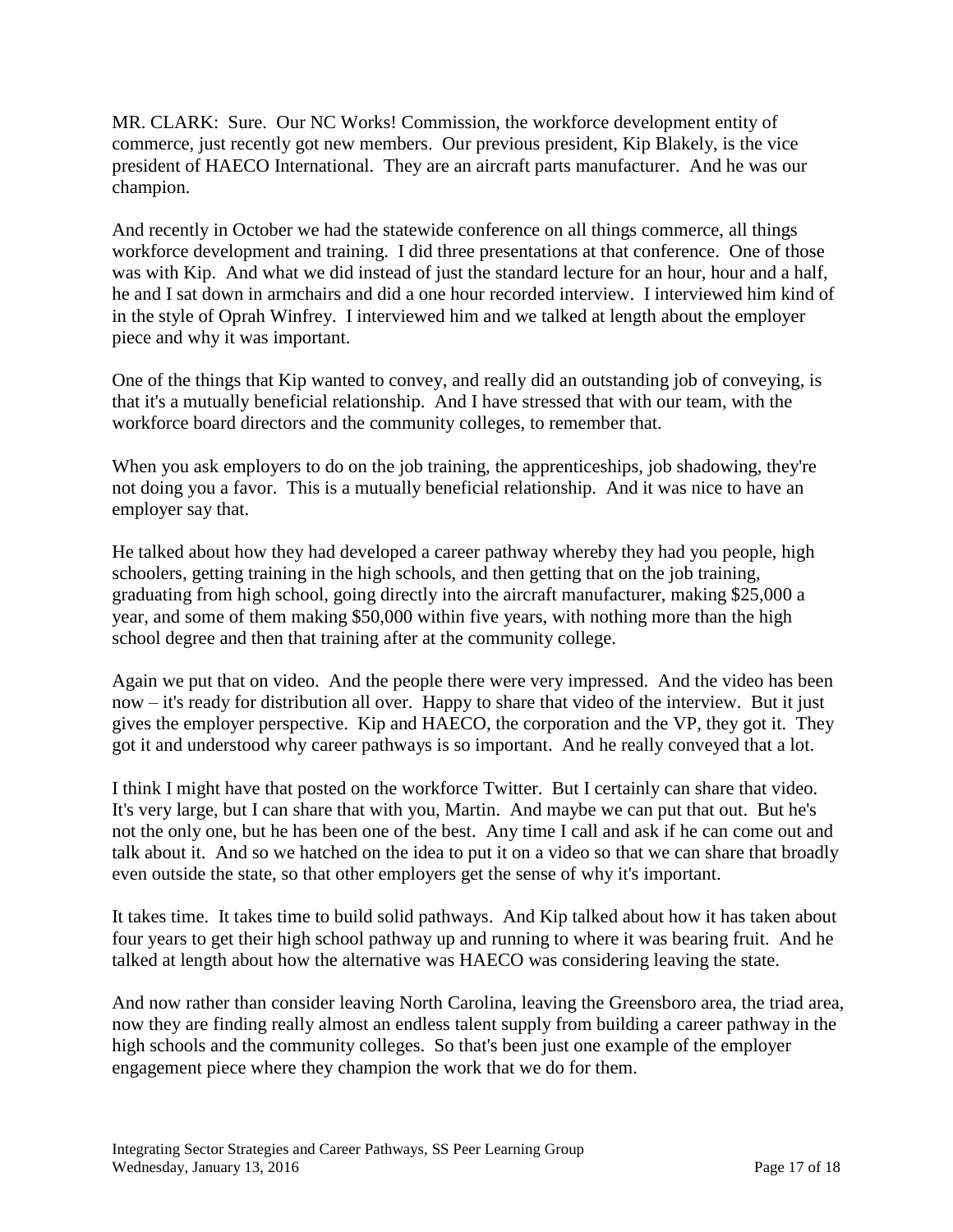MR. CLARK: Sure. Our NC Works! Commission, the workforce development entity of commerce, just recently got new members. Our previous president, Kip Blakely, is the vice president of HAECO International. They are an aircraft parts manufacturer. And he was our champion.

And recently in October we had the statewide conference on all things commerce, all things workforce development and training. I did three presentations at that conference. One of those was with Kip. And what we did instead of just the standard lecture for an hour, hour and a half, he and I sat down in armchairs and did a one hour recorded interview. I interviewed him kind of in the style of Oprah Winfrey. I interviewed him and we talked at length about the employer piece and why it was important.

One of the things that Kip wanted to convey, and really did an outstanding job of conveying, is that it's a mutually beneficial relationship. And I have stressed that with our team, with the workforce board directors and the community colleges, to remember that.

When you ask employers to do on the job training, the apprenticeships, job shadowing, they're not doing you a favor. This is a mutually beneficial relationship. And it was nice to have an employer say that.

He talked about how they had developed a career pathway whereby they had you people, high schoolers, getting training in the high schools, and then getting that on the job training, graduating from high school, going directly into the aircraft manufacturer, making $25,000 a year, and some of them making $50,000 within five years, with nothing more than the high school degree and then that training after at the community college.

Again we put that on video. And the people there were very impressed. And the video has been now – it's ready for distribution all over. Happy to share that video of the interview. But it just gives the employer perspective. Kip and HAECO, the corporation and the VP, they got it. They got it and understood why career pathways is so important. And he really conveyed that a lot.

I think I might have that posted on the workforce Twitter. But I certainly can share that video. It's very large, but I can share that with you, Martin. And maybe we can put that out. But he's not the only one, but he has been one of the best. Any time I call and ask if he can come out and talk about it. And so we hatched on the idea to put it on a video so that we can share that broadly even outside the state, so that other employers get the sense of why it's important.

It takes time. It takes time to build solid pathways. And Kip talked about how it has taken about four years to get their high school pathway up and running to where it was bearing fruit. And he talked at length about how the alternative was HAECO was considering leaving the state.

And now rather than consider leaving North Carolina, leaving the Greensboro area, the triad area, now they are finding really almost an endless talent supply from building a career pathway in the high schools and the community colleges. So that's been just one example of the employer engagement piece where they champion the work that we do for them.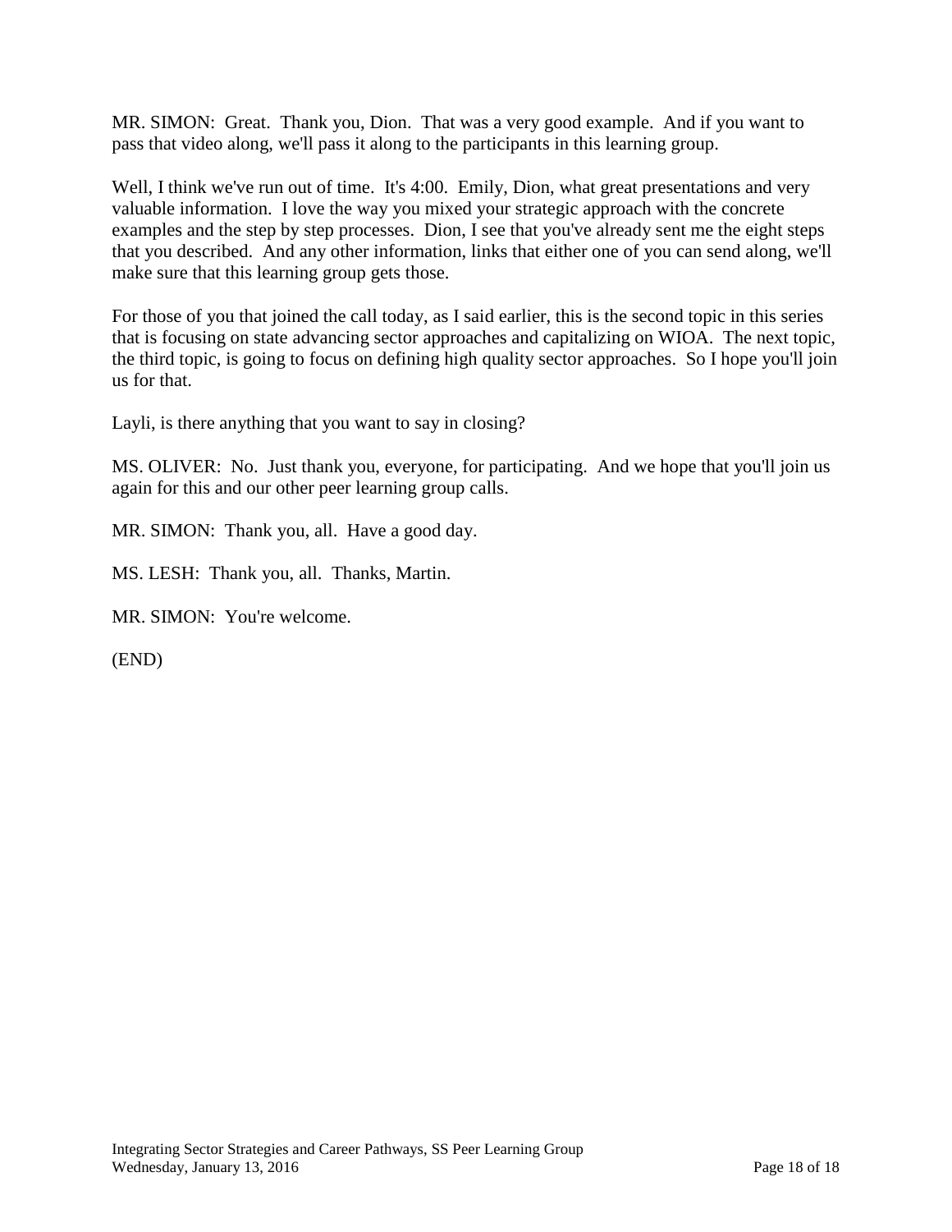MR. SIMON: Great. Thank you, Dion. That was a very good example. And if you want to pass that video along, we'll pass it along to the participants in this learning group.

Well, I think we've run out of time. It's 4:00. Emily, Dion, what great presentations and very valuable information. I love the way you mixed your strategic approach with the concrete examples and the step by step processes. Dion, I see that you've already sent me the eight steps that you described. And any other information, links that either one of you can send along, we'll make sure that this learning group gets those.

For those of you that joined the call today, as I said earlier, this is the second topic in this series that is focusing on state advancing sector approaches and capitalizing on WIOA. The next topic, the third topic, is going to focus on defining high quality sector approaches. So I hope you'll join us for that.

Layli, is there anything that you want to say in closing?

MS. OLIVER: No. Just thank you, everyone, for participating. And we hope that you'll join us again for this and our other peer learning group calls.

MR. SIMON: Thank you, all. Have a good day.

MS. LESH: Thank you, all. Thanks, Martin.

MR. SIMON: You're welcome.

(END)